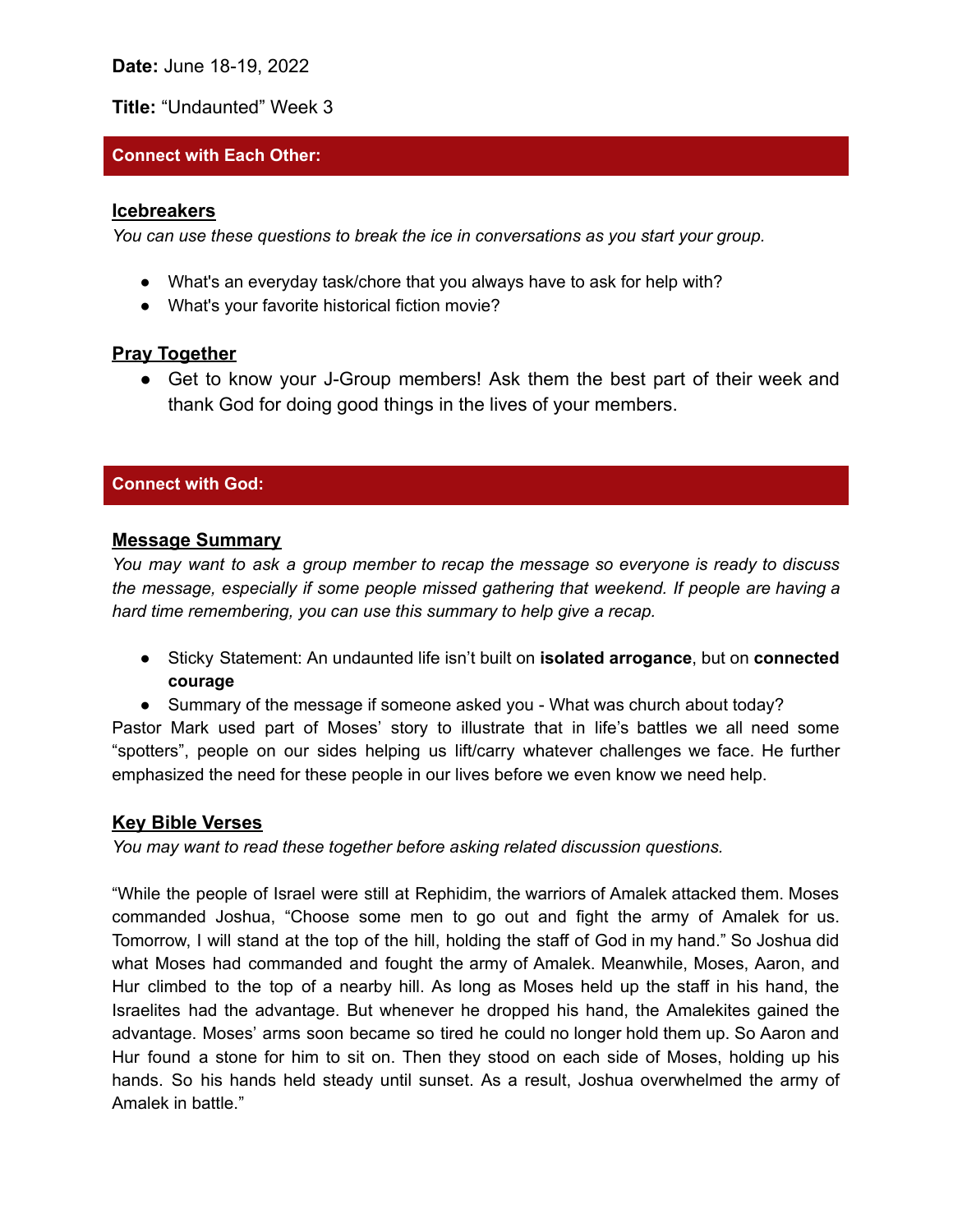**Date:** June 18-19, 2022

**Title:** "Undaunted" Week 3

## Connect with Each Other:

### Icebreakers

*You can use these questions to break the ice in conversations as you start your group.*

- What's an everyday task/chore that you always have to ask for help with?
- What's your favorite historical fiction movie?

### Pray Together

- Get to know your J-Group members! Ask them the best part of their week and thank God for doing good things in the lives of your members.

## Connect with God:

### Message Summary

*You may want to ask a group member to recap the message so everyone is ready to discuss the message, especially if some people missed gathering that weekend. If people are having a hard time remembering, you can use this summary to help give a recap.*

- Sticky Statement: An undaunted life isn't built on **isolated arrogance**, but on **connected courage**
- Summary of the message if someone asked you - What was church about today?

Pastor Mark used part of Moses' story to illustrate that in life's battles we all need some "spotters", people on our sides helping us lift/carry whatever challenges we face. He further emphasized the need for these people in our lives before we even know we need help.

### Key Bible Verses

*You may want to read these together before asking related discussion questions.*

"While the people of Israel were still at Rephidim, the warriors of Amalek attacked them. Moses commanded Joshua, "Choose some men to go out and fight the army of Amalek for us. Tomorrow, I will stand at the top of the hill, holding the staff of God in my hand." So Joshua did what Moses had commanded and fought the army of Amalek. Meanwhile, Moses, Aaron, and Hur climbed to the top of a nearby hill. As long as Moses held up the staff in his hand, the Israelites had the advantage. But whenever he dropped his hand, the Amalekites gained the advantage. Moses' arms soon became so tired he could no longer hold them up. So Aaron and Hur found a stone for him to sit on. Then they stood on each side of Moses, holding up his hands. So his hands held steady until sunset. As a result, Joshua overwhelmed the army of Amalek in battle."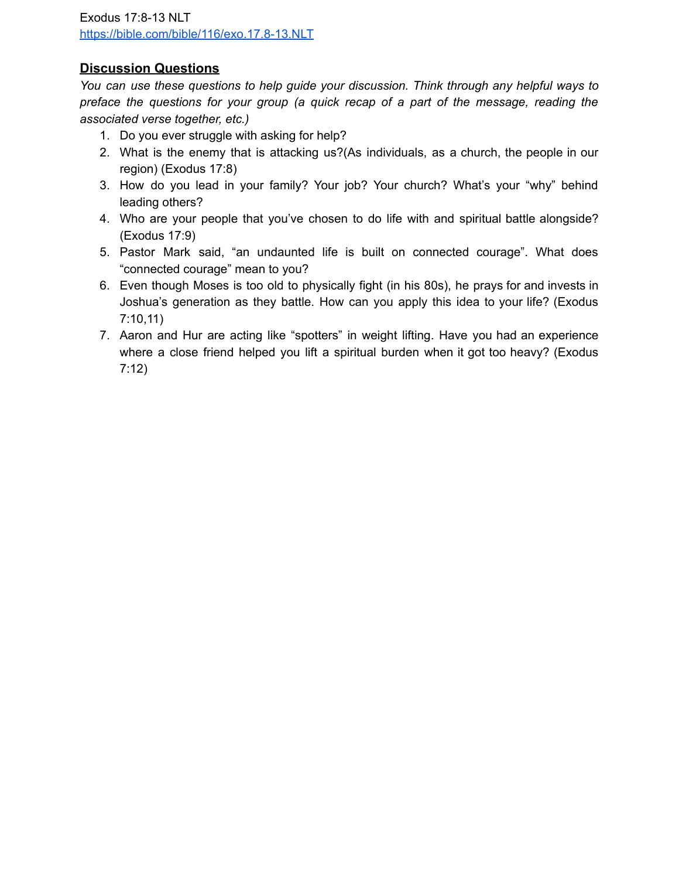Exodus 17:8-13 NLT
https://bible.com/bible/116/exo.17.8-13.NLT

## **Discussion Questions**

*You can use these questions to help guide your discussion. Think through any helpful ways to preface the questions for your group (a quick recap of a part of the message, reading the associated verse together, etc.)*

1. Do you ever struggle with asking for help?
2. What is the enemy that is attacking us?(As individuals, as a church, the people in our region) (Exodus 17:8)
3. How do you lead in your family? Your job? Your church? What's your "why" behind leading others?
4. Who are your people that you've chosen to do life with and spiritual battle alongside? (Exodus 17:9)
5. Pastor Mark said, "an undaunted life is built on connected courage". What does "connected courage" mean to you?
6. Even though Moses is too old to physically fight (in his 80s), he prays for and invests in Joshua's generation as they battle. How can you apply this idea to your life? (Exodus 7:10,11)
7. Aaron and Hur are acting like "spotters" in weight lifting. Have you had an experience where a close friend helped you lift a spiritual burden when it got too heavy? (Exodus 7:12)